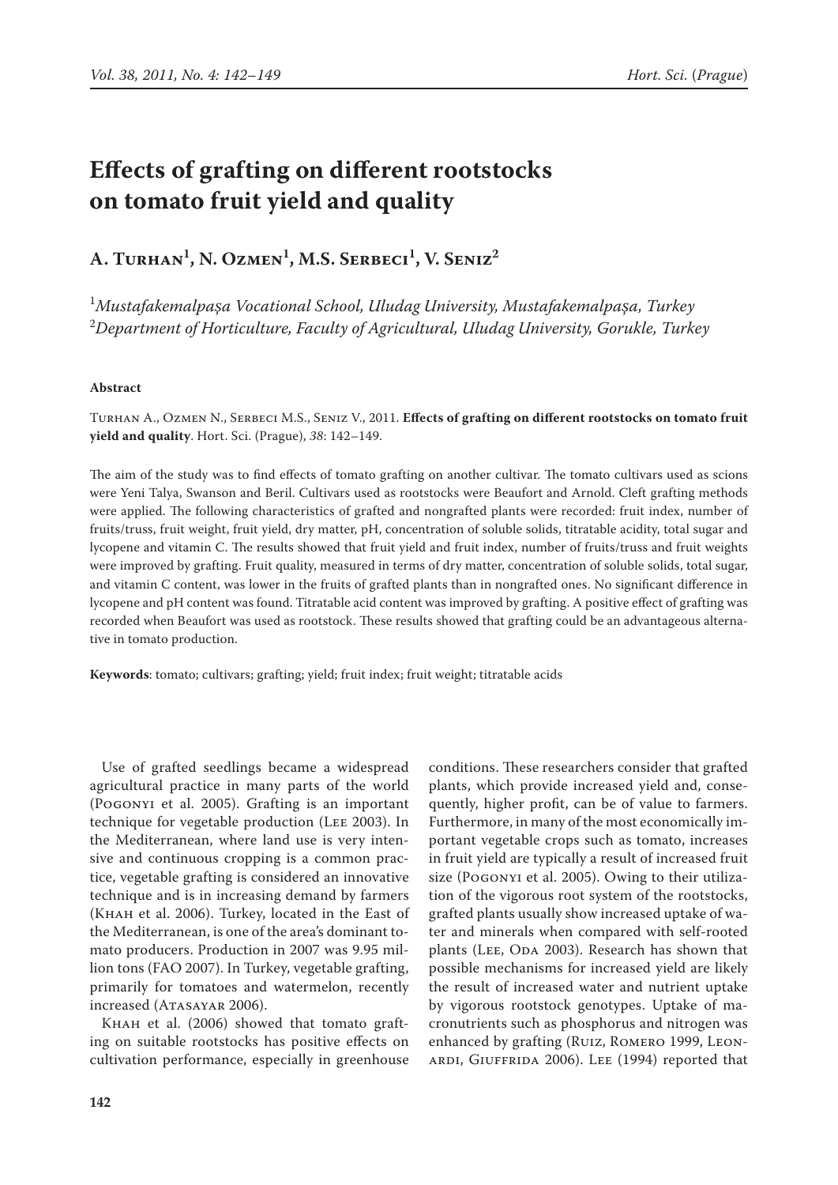# Effects of grafting on different rootstocks on tomato fruit yield and quality

## A. Turhan[1], N. Ozmen[1], M.S. Serbeci[1], V. Seniz[2]

[1]*Mustafakemalpaşa Vocational School, Uludag University, Mustafakemalpaşa, Turkey*
[2]*Department of Horticulture, Faculty of Agricultural, Uludag University, Gorukle, Turkey*

**Abstract**

Turhan A., Ozmen N., Serbeci M.S., Seniz V., 2011. **Effects of grafting on different rootstocks on tomato fruit yield and quality**. Hort. Sci. (Prague), *38*: 142–149.

The aim of the study was to find effects of tomato grafting on another cultivar. The tomato cultivars used as scions were Yeni Talya, Swanson and Beril. Cultivars used as rootstocks were Beaufort and Arnold. Cleft grafting methods were applied. The following characteristics of grafted and nongrafted plants were recorded: fruit index, number of fruits/truss, fruit weight, fruit yield, dry matter, pH, concentration of soluble solids, titratable acidity, total sugar and lycopene and vitamin C. The results showed that fruit yield and fruit index, number of fruits/truss and fruit weights were improved by grafting. Fruit quality, measured in terms of dry matter, concentration of soluble solids, total sugar, and vitamin C content, was lower in the fruits of grafted plants than in nongrafted ones. No significant difference in lycopene and pH content was found. Titratable acid content was improved by grafting. A positive effect of grafting was recorded when Beaufort was used as rootstock. These results showed that grafting could be an advantageous alternative in tomato production.

**Keywords**: tomato; cultivars; grafting; yield; fruit index; fruit weight; titratable acids

Use of grafted seedlings became a widespread agricultural practice in many parts of the world (Pogonyi et al. 2005). Grafting is an important technique for vegetable production (Lee 2003). In the Mediterranean, where land use is very intensive and continuous cropping is a common practice, vegetable grafting is considered an innovative technique and is in increasing demand by farmers (Khah et al. 2006). Turkey, located in the East of the Mediterranean, is one of the area's dominant tomato producers. Production in 2007 was 9.95 million tons (FAO 2007). In Turkey, vegetable grafting, primarily for tomatoes and watermelon, recently increased (Atasayar 2006).

Khah et al. (2006) showed that tomato grafting on suitable rootstocks has positive effects on cultivation performance, especially in greenhouse conditions. These researchers consider that grafted plants, which provide increased yield and, consequently, higher profit, can be of value to farmers. Furthermore, in many of the most economically important vegetable crops such as tomato, increases in fruit yield are typically a result of increased fruit size (Pogonyi et al. 2005). Owing to their utilization of the vigorous root system of the rootstocks, grafted plants usually show increased uptake of water and minerals when compared with self-rooted plants (Lee, Oda 2003). Research has shown that possible mechanisms for increased yield are likely the result of increased water and nutrient uptake by vigorous rootstock genotypes. Uptake of macronutrients such as phosphorus and nitrogen was enhanced by grafting (Ruiz, Romero 1999, Leonardi, Giuffrida 2006). Lee (1994) reported that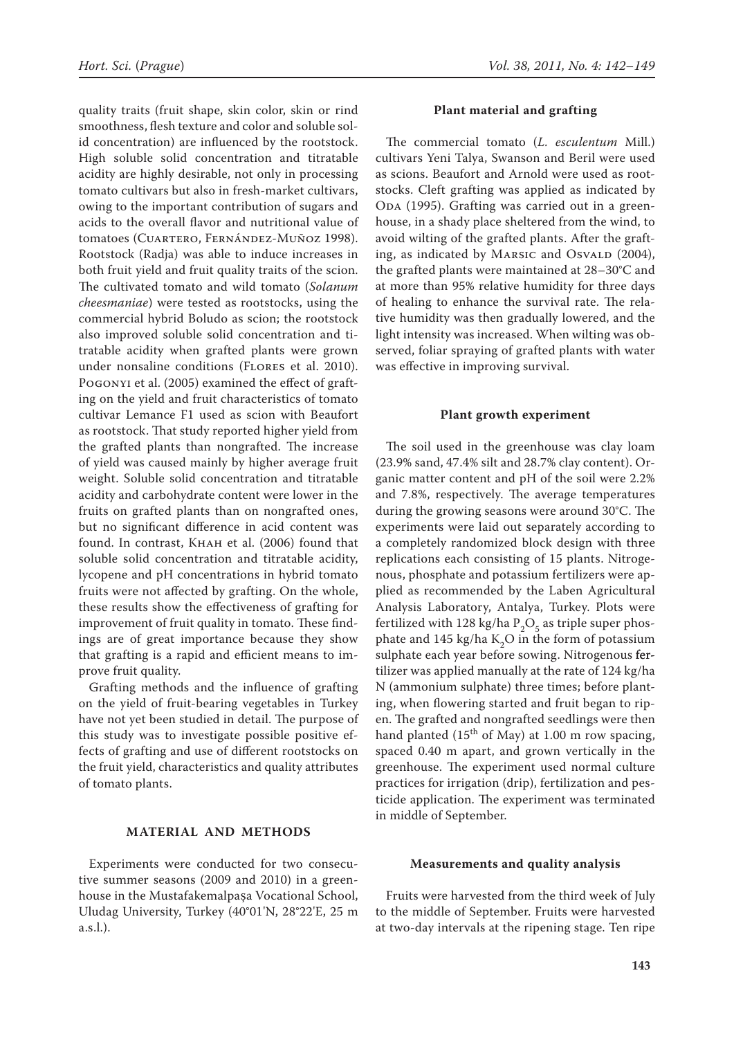quality traits (fruit shape, skin color, skin or rind smoothness, flesh texture and color and soluble solid concentration) are influenced by the rootstock. High soluble solid concentration and titratable acidity are highly desirable, not only in processing tomato cultivars but also in fresh-market cultivars, owing to the important contribution of sugars and acids to the overall flavor and nutritional value of tomatoes (Cuartero, Fernández-Muñoz 1998). Rootstock (Radja) was able to induce increases in both fruit yield and fruit quality traits of the scion. The cultivated tomato and wild tomato (*Solanum cheesmaniae*) were tested as rootstocks, using the commercial hybrid Boludo as scion; the rootstock also improved soluble solid concentration and titratable acidity when grafted plants were grown under nonsaline conditions (Flores et al. 2010). Pogonyi et al. (2005) examined the effect of grafting on the yield and fruit characteristics of tomato cultivar Lemance F1 used as scion with Beaufort as rootstock. That study reported higher yield from the grafted plants than nongrafted. The increase of yield was caused mainly by higher average fruit weight. Soluble solid concentration and titratable acidity and carbohydrate content were lower in the fruits on grafted plants than on nongrafted ones, but no significant difference in acid content was found. In contrast, Khah et al. (2006) found that soluble solid concentration and titratable acidity, lycopene and pH concentrations in hybrid tomato fruits were not affected by grafting. On the whole, these results show the effectiveness of grafting for improvement of fruit quality in tomato. These findings are of great importance because they show that grafting is a rapid and efficient means to improve fruit quality.

Grafting methods and the influence of grafting on the yield of fruit-bearing vegetables in Turkey have not yet been studied in detail. The purpose of this study was to investigate possible positive effects of grafting and use of different rootstocks on the fruit yield, characteristics and quality attributes of tomato plants.

## MATERIAL AND METHODS

Experiments were conducted for two consecutive summer seasons (2009 and 2010) in a greenhouse in the Mustafakemalpaşa Vocational School, Uludag University, Turkey (40°01'N, 28°22'E, 25 m a.s.l.).

### Plant material and grafting

The commercial tomato (*L. esculentum* Mill.) cultivars Yeni Talya, Swanson and Beril were used as scions. Beaufort and Arnold were used as rootstocks. Cleft grafting was applied as indicated by Oda (1995). Grafting was carried out in a greenhouse, in a shady place sheltered from the wind, to avoid wilting of the grafted plants. After the grafting, as indicated by Marsic and Osvald (2004), the grafted plants were maintained at 28–30°C and at more than 95% relative humidity for three days of healing to enhance the survival rate. The relative humidity was then gradually lowered, and the light intensity was increased. When wilting was observed, foliar spraying of grafted plants with water was effective in improving survival.

### Plant growth experiment

The soil used in the greenhouse was clay loam (23.9% sand, 47.4% silt and 28.7% clay content). Organic matter content and pH of the soil were 2.2% and 7.8%, respectively. The average temperatures during the growing seasons were around 30°C. The experiments were laid out separately according to a completely randomized block design with three replications each consisting of 15 plants. Nitrogenous, phosphate and potassium fertilizers were applied as recommended by the Laben Agricultural Analysis Laboratory, Antalya, Turkey. Plots were fertilized with 128 kg/ha $P_2O_5$ as triple super phosphate and 145 kg/ha $K_2O$ in the form of potassium sulphate each year before sowing. Nitrogenous fertilizer was applied manually at the rate of 124 kg/ha N (ammonium sulphate) three times; before planting, when flowering started and fruit began to ripen. The grafted and nongrafted seedlings were then hand planted (15th of May) at 1.00 m row spacing, spaced 0.40 m apart, and grown vertically in the greenhouse. The experiment used normal culture practices for irrigation (drip), fertilization and pesticide application. The experiment was terminated in middle of September.

### Measurements and quality analysis

Fruits were harvested from the third week of July to the middle of September. Fruits were harvested at two-day intervals at the ripening stage. Ten ripe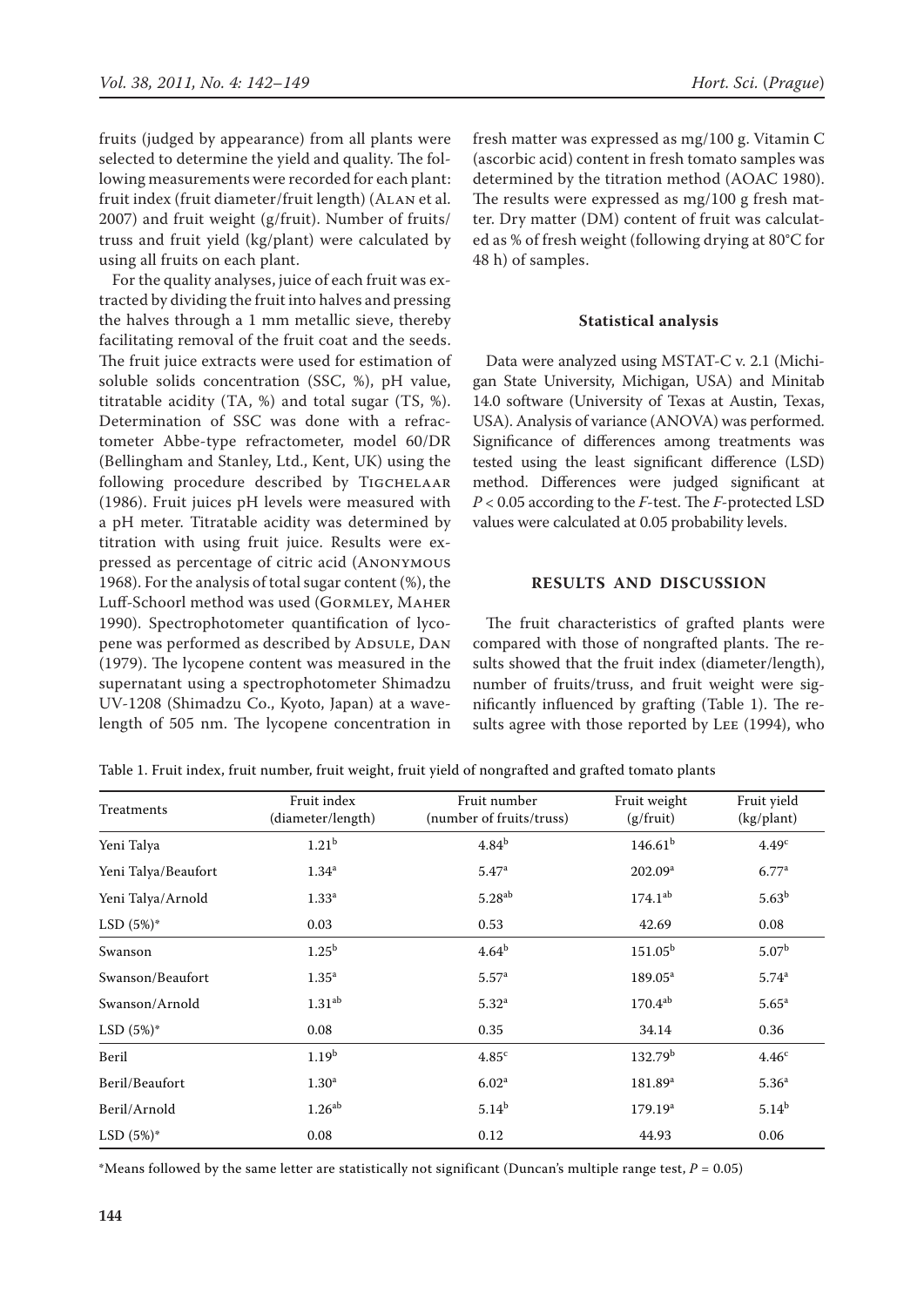fruits (judged by appearance) from all plants were selected to determine the yield and quality. The following measurements were recorded for each plant: fruit index (fruit diameter/fruit length) (Alan et al. 2007) and fruit weight (g/fruit). Number of fruits/truss and fruit yield (kg/plant) were calculated by using all fruits on each plant.

For the quality analyses, juice of each fruit was extracted by dividing the fruit into halves and pressing the halves through a 1 mm metallic sieve, thereby facilitating removal of the fruit coat and the seeds. The fruit juice extracts were used for estimation of soluble solids concentration (SSC, %), pH value, titratable acidity (TA, %) and total sugar (TS, %). Determination of SSC was done with a refractometer Abbe-type refractometer, model 60/DR (Bellingham and Stanley, Ltd., Kent, UK) using the following procedure described by Tigchelaar (1986). Fruit juices pH levels were measured with a pH meter. Titratable acidity was determined by titration with using fruit juice. Results were expressed as percentage of citric acid (Anonymous 1968). For the analysis of total sugar content (%), the Luff-Schoorl method was used (Gormley, Maher 1990). Spectrophotometer quantification of lycopene was performed as described by Adsule, Dan (1979). The lycopene content was measured in the supernatant using a spectrophotometer Shimadzu UV-1208 (Shimadzu Co., Kyoto, Japan) at a wavelength of 505 nm. The lycopene concentration in fresh matter was expressed as mg/100 g. Vitamin C (ascorbic acid) content in fresh tomato samples was determined by the titration method (AOAC 1980). The results were expressed as mg/100 g fresh matter. Dry matter (DM) content of fruit was calculated as % of fresh weight (following drying at 80°C for 48 h) of samples.

### Statistical analysis

Data were analyzed using MSTAT-C v. 2.1 (Michigan State University, Michigan, USA) and Minitab 14.0 software (University of Texas at Austin, Texas, USA). Analysis of variance (ANOVA) was performed. Significance of differences among treatments was tested using the least significant difference (LSD) method. Differences were judged significant at $P < 0.05$ according to the $F$-test. The $F$-protected LSD values were calculated at 0.05 probability levels.

## RESULTS AND DISCUSSION

The fruit characteristics of grafted plants were compared with those of nongrafted plants. The results showed that the fruit index (diameter/length), number of fruits/truss, and fruit weight were significantly influenced by grafting (Table 1). The results agree with those reported by Lee (1994), who

Table 1. Fruit index, fruit number, fruit weight, fruit yield of nongrafted and grafted tomato plants

| Treatments | Fruit index (diameter/length) | Fruit number (number of fruits/truss) | Fruit weight (g/fruit) | Fruit yield (kg/plant) |
|---|---|---|---|---|
| Yeni Talya | $1.21^{b}$ | $4.84^{b}$ | $146.61^{b}$ | $4.49^{c}$ |
| Yeni Talya/Beaufort | $1.34^{a}$ | $5.47^{a}$ | $202.09^{a}$ | $6.77^{a}$ |
| Yeni Talya/Arnold | $1.33^{a}$ | $5.28^{ab}$ | $174.1^{ab}$ | $5.63^{b}$ |
| LSD (5%)* | 0.03 | 0.53 | 42.69 | 0.08 |
| Swanson | $1.25^{b}$ | $4.64^{b}$ | $151.05^{b}$ | $5.07^{b}$ |
| Swanson/Beaufort | $1.35^{a}$ | $5.57^{a}$ | $189.05^{a}$ | $5.74^{a}$ |
| Swanson/Arnold | $1.31^{ab}$ | $5.32^{a}$ | $170.4^{ab}$ | $5.65^{a}$ |
| LSD (5%)* | 0.08 | 0.35 | 34.14 | 0.36 |
| Beril | $1.19^{b}$ | $4.85^{c}$ | $132.79^{b}$ | $4.46^{c}$ |
| Beril/Beaufort | $1.30^{a}$ | $6.02^{a}$ | $181.89^{a}$ | $5.36^{a}$ |
| Beril/Arnold | $1.26^{ab}$ | $5.14^{b}$ | $179.19^{a}$ | $5.14^{b}$ |
| LSD (5%)* | 0.08 | 0.12 | 44.93 | 0.06 |

*Means followed by the same letter are statistically not significant (Duncan's multiple range test, $P = 0.05$)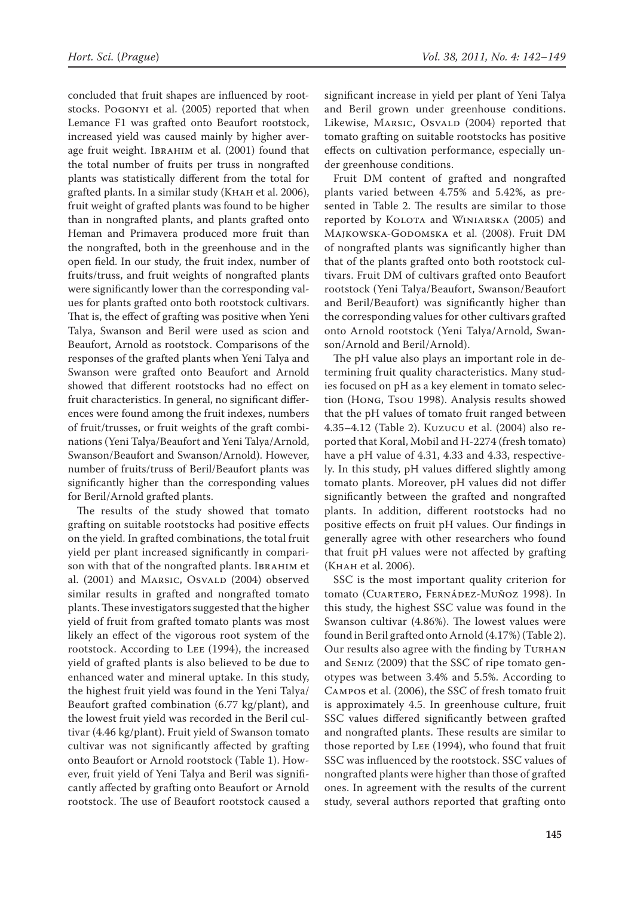concluded that fruit shapes are influenced by rootstocks. Pogonyi et al. (2005) reported that when Lemance F1 was grafted onto Beaufort rootstock, increased yield was caused mainly by higher average fruit weight. Ibrahim et al. (2001) found that the total number of fruits per truss in nongrafted plants was statistically different from the total for grafted plants. In a similar study (Khah et al. 2006), fruit weight of grafted plants was found to be higher than in nongrafted plants, and plants grafted onto Heman and Primavera produced more fruit than the nongrafted, both in the greenhouse and in the open field. In our study, the fruit index, number of fruits/truss, and fruit weights of nongrafted plants were significantly lower than the corresponding values for plants grafted onto both rootstock cultivars. That is, the effect of grafting was positive when Yeni Talya, Swanson and Beril were used as scion and Beaufort, Arnold as rootstock. Comparisons of the responses of the grafted plants when Yeni Talya and Swanson were grafted onto Beaufort and Arnold showed that different rootstocks had no effect on fruit characteristics. In general, no significant differences were found among the fruit indexes, numbers of fruit/trusses, or fruit weights of the graft combinations (Yeni Talya/Beaufort and Yeni Talya/Arnold, Swanson/Beaufort and Swanson/Arnold). However, number of fruits/truss of Beril/Beaufort plants was significantly higher than the corresponding values for Beril/Arnold grafted plants.

The results of the study showed that tomato grafting on suitable rootstocks had positive effects on the yield. In grafted combinations, the total fruit yield per plant increased significantly in comparison with that of the nongrafted plants. Ibrahim et al. (2001) and Marsic, Osvald (2004) observed similar results in grafted and nongrafted tomato plants. These investigators suggested that the higher yield of fruit from grafted tomato plants was most likely an effect of the vigorous root system of the rootstock. According to Lee (1994), the increased yield of grafted plants is also believed to be due to enhanced water and mineral uptake. In this study, the highest fruit yield was found in the Yeni Talya/Beaufort grafted combination (6.77 kg/plant), and the lowest fruit yield was recorded in the Beril cultivar (4.46 kg/plant). Fruit yield of Swanson tomato cultivar was not significantly affected by grafting onto Beaufort or Arnold rootstock (Table 1). However, fruit yield of Yeni Talya and Beril was significantly affected by grafting onto Beaufort or Arnold rootstock. The use of Beaufort rootstock caused a significant increase in yield per plant of Yeni Talya and Beril grown under greenhouse conditions. Likewise, Marsic, Osvald (2004) reported that tomato grafting on suitable rootstocks has positive effects on cultivation performance, especially under greenhouse conditions.

Fruit DM content of grafted and nongrafted plants varied between 4.75% and 5.42%, as presented in Table 2. The results are similar to those reported by Kolota and Winiarska (2005) and Majkowska-Godomska et al. (2008). Fruit DM of nongrafted plants was significantly higher than that of the plants grafted onto both rootstock cultivars. Fruit DM of cultivars grafted onto Beaufort rootstock (Yeni Talya/Beaufort, Swanson/Beaufort and Beril/Beaufort) was significantly higher than the corresponding values for other cultivars grafted onto Arnold rootstock (Yeni Talya/Arnold, Swanson/Arnold and Beril/Arnold).

The pH value also plays an important role in determining fruit quality characteristics. Many studies focused on pH as a key element in tomato selection (Hong, Tsou 1998). Analysis results showed that the pH values of tomato fruit ranged between 4.35–4.12 (Table 2). Kuzucu et al. (2004) also reported that Koral, Mobil and H-2274 (fresh tomato) have a pH value of 4.31, 4.33 and 4.33, respectively. In this study, pH values differed slightly among tomato plants. Moreover, pH values did not differ significantly between the grafted and nongrafted plants. In addition, different rootstocks had no positive effects on fruit pH values. Our findings in generally agree with other researchers who found that fruit pH values were not affected by grafting (Khah et al. 2006).

SSC is the most important quality criterion for tomato (Cuartero, Fernádez-Muñoz 1998). In this study, the highest SSC value was found in the Swanson cultivar (4.86%). The lowest values were found in Beril grafted onto Arnold (4.17%) (Table 2). Our results also agree with the finding by Turhan and Seniz (2009) that the SSC of ripe tomato genotypes was between 3.4% and 5.5%. According to Campos et al. (2006), the SSC of fresh tomato fruit is approximately 4.5. In greenhouse culture, fruit SSC values differed significantly between grafted and nongrafted plants. These results are similar to those reported by Lee (1994), who found that fruit SSC was influenced by the rootstock. SSC values of nongrafted plants were higher than those of grafted ones. In agreement with the results of the current study, several authors reported that grafting onto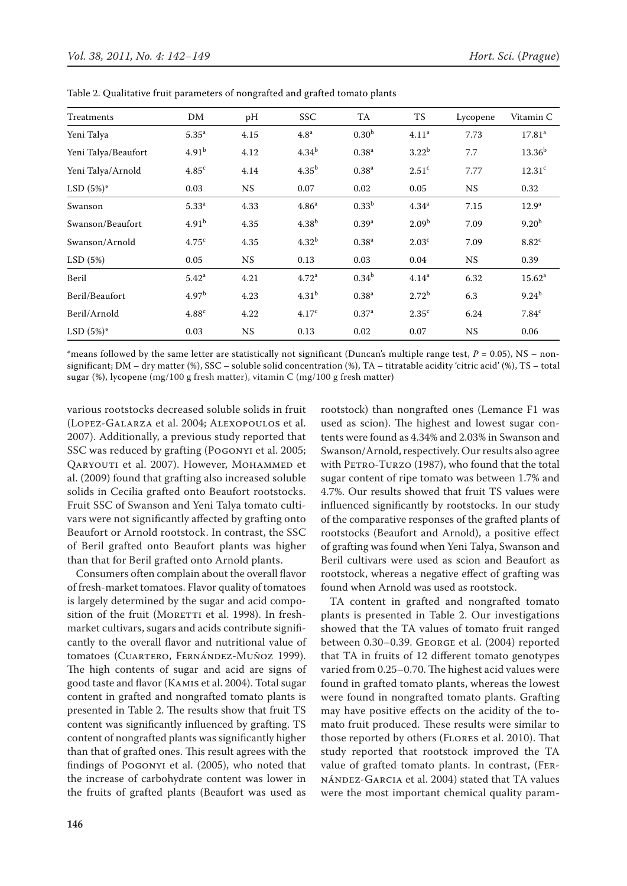Table 2. Qualitative fruit parameters of nongrafted and grafted tomato plants

| Treatments | DM | pH | SSC | TA | TS | Lycopene | Vitamin C |
|---|---|---|---|---|---|---|---|
| Yeni Talya | 5.35[a] | 4.15 | 4.8[a] | 0.30[b] | 4.11[a] | 7.73 | 17.81[a] |
| Yeni Talya/Beaufort | 4.91[b] | 4.12 | 4.34[b] | 0.38[a] | 3.22[b] | 7.7 | 13.36[b] |
| Yeni Talya/Arnold | 4.85[c] | 4.14 | 4.35[b] | 0.38[a] | 2.51[c] | 7.77 | 12.31[c] |
| LSD (5%)* | 0.03 | NS | 0.07 | 0.02 | 0.05 | NS | 0.32 |
| Swanson | 5.33[a] | 4.33 | 4.86[a] | 0.33[b] | 4.34[a] | 7.15 | 12.9[a] |
| Swanson/Beaufort | 4.91[b] | 4.35 | 4.38[b] | 0.39[a] | 2.09[b] | 7.09 | 9.20[b] |
| Swanson/Arnold | 4.75[c] | 4.35 | 4.32[b] | 0.38[a] | 2.03[c] | 7.09 | 8.82[c] |
| LSD (5%) | 0.05 | NS | 0.13 | 0.03 | 0.04 | NS | 0.39 |
| Beril | 5.42[a] | 4.21 | 4.72[a] | 0.34[b] | 4.14[a] | 6.32 | 15.62[a] |
| Beril/Beaufort | 4.97[b] | 4.23 | 4.31[b] | 0.38[a] | 2.72[b] | 6.3 | 9.24[b] |
| Beril/Arnold | 4.88[c] | 4.22 | 4.17[c] | 0.37[a] | 2.35[c] | 6.24 | 7.84[c] |
| LSD (5%)* | 0.03 | NS | 0.13 | 0.02 | 0.07 | NS | 0.06 |

*means followed by the same letter are statistically not significant (Duncan's multiple range test, $P = 0.05$), NS – nonsignificant; DM – dry matter (%), SSC – soluble solid concentration (%), TA – titratable acidity 'citric acid' (%), TS – total sugar (%), lycopene (mg/100 g fresh matter), vitamin C (mg/100 g fresh matter)

various rootstocks decreased soluble solids in fruit (Lopez-Galarza et al. 2004; Alexopoulos et al. 2007). Additionally, a previous study reported that SSC was reduced by grafting (Pogonyi et al. 2005; Qaryouti et al. 2007). However, Mohammed et al. (2009) found that grafting also increased soluble solids in Cecilia grafted onto Beaufort rootstocks. Fruit SSC of Swanson and Yeni Talya tomato cultivars were not significantly affected by grafting onto Beaufort or Arnold rootstock. In contrast, the SSC of Beril grafted onto Beaufort plants was higher than that for Beril grafted onto Arnold plants.

Consumers often complain about the overall flavor of fresh-market tomatoes. Flavor quality of tomatoes is largely determined by the sugar and acid composition of the fruit (Moretti et al. 1998). In fresh-market cultivars, sugars and acids contribute significantly to the overall flavor and nutritional value of tomatoes (Cuartero, Fernández-Muñoz 1999). The high contents of sugar and acid are signs of good taste and flavor (Kamis et al. 2004). Total sugar content in grafted and nongrafted tomato plants is presented in Table 2. The results show that fruit TS content was significantly influenced by grafting. TS content of nongrafted plants was significantly higher than that of grafted ones. This result agrees with the findings of Pogonyi et al. (2005), who noted that the increase of carbohydrate content was lower in the fruits of grafted plants (Beaufort was used as rootstock) than nongrafted ones (Lemance F1 was used as scion). The highest and lowest sugar contents were found as 4.34% and 2.03% in Swanson and Swanson/Arnold, respectively. Our results also agree with Petro-Turzo (1987), who found that the total sugar content of ripe tomato was between 1.7% and 4.7%. Our results showed that fruit TS values were influenced significantly by rootstocks. In our study of the comparative responses of the grafted plants of rootstocks (Beaufort and Arnold), a positive effect of grafting was found when Yeni Talya, Swanson and Beril cultivars were used as scion and Beaufort as rootstock, whereas a negative effect of grafting was found when Arnold was used as rootstock.

TA content in grafted and nongrafted tomato plants is presented in Table 2. Our investigations showed that the TA values of tomato fruit ranged between 0.30–0.39. George et al. (2004) reported that TA in fruits of 12 different tomato genotypes varied from 0.25–0.70. The highest acid values were found in grafted tomato plants, whereas the lowest were found in nongrafted tomato plants. Grafting may have positive effects on the acidity of the tomato fruit produced. These results were similar to those reported by others (Flores et al. 2010). That study reported that rootstock improved the TA value of grafted tomato plants. In contrast, (Fernández-Garcia et al. 2004) stated that TA values were the most important chemical quality param-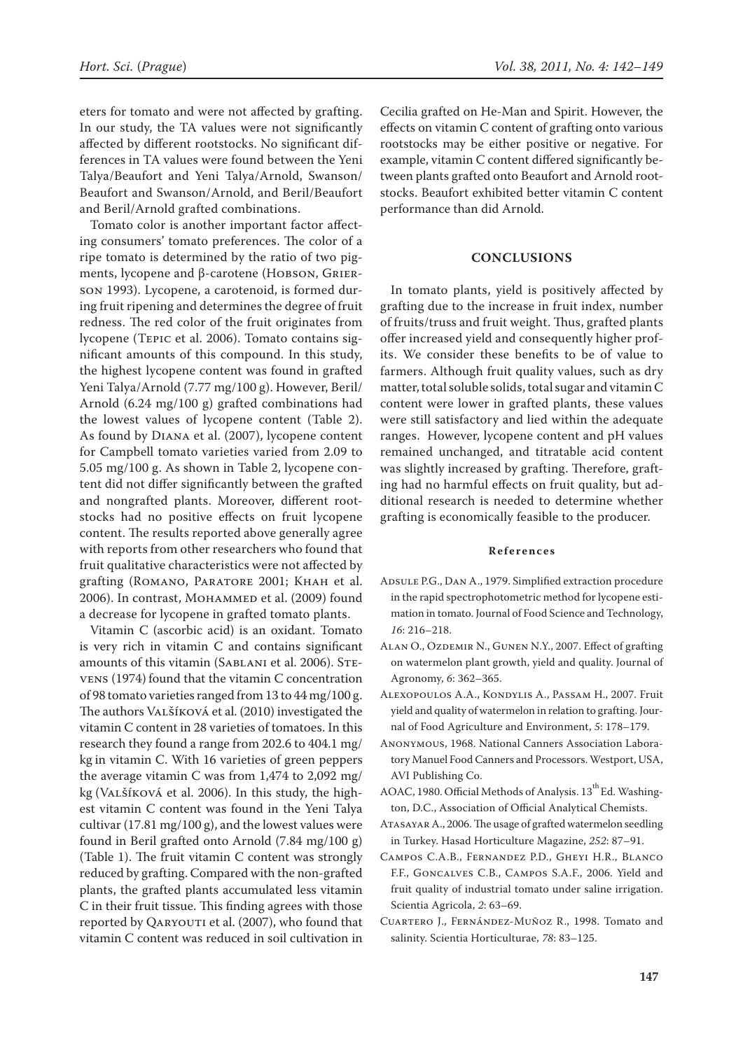eters for tomato and were not affected by grafting. In our study, the TA values were not significantly affected by different rootstocks. No significant differences in TA values were found between the Yeni Talya/Beaufort and Yeni Talya/Arnold, Swanson/Beaufort and Swanson/Arnold, and Beril/Beaufort and Beril/Arnold grafted combinations.

Tomato color is another important factor affecting consumers' tomato preferences. The color of a ripe tomato is determined by the ratio of two pigments, lycopene and β-carotene (Hobson, Grierson 1993). Lycopene, a carotenoid, is formed during fruit ripening and determines the degree of fruit redness. The red color of the fruit originates from lycopene (Tepic et al. 2006). Tomato contains significant amounts of this compound. In this study, the highest lycopene content was found in grafted Yeni Talya/Arnold (7.77 mg/100 g). However, Beril/Arnold (6.24 mg/100 g) grafted combinations had the lowest values of lycopene content (Table 2). As found by Diana et al. (2007), lycopene content for Campbell tomato varieties varied from 2.09 to 5.05 mg/100 g. As shown in Table 2, lycopene content did not differ significantly between the grafted and nongrafted plants. Moreover, different rootstocks had no positive effects on fruit lycopene content. The results reported above generally agree with reports from other researchers who found that fruit qualitative characteristics were not affected by grafting (Romano, Paratore 2001; Khah et al. 2006). In contrast, Mohammed et al. (2009) found a decrease for lycopene in grafted tomato plants.

Vitamin C (ascorbic acid) is an oxidant. Tomato is very rich in vitamin C and contains significant amounts of this vitamin (Sablani et al. 2006). Stevens (1974) found that the vitamin C concentration of 98 tomato varieties ranged from 13 to 44 mg/100 g. The authors Valšíková et al. (2010) investigated the vitamin C content in 28 varieties of tomatoes. In this research they found a range from 202.6 to 404.1 mg/kg in vitamin C. With 16 varieties of green peppers the average vitamin C was from 1,474 to 2,092 mg/kg (Valšíková et al. 2006). In this study, the highest vitamin C content was found in the Yeni Talya cultivar (17.81 mg/100 g), and the lowest values were found in Beril grafted onto Arnold (7.84 mg/100 g) (Table 1). The fruit vitamin C content was strongly reduced by grafting. Compared with the non-grafted plants, the grafted plants accumulated less vitamin C in their fruit tissue. This finding agrees with those reported by Qaryouti et al. (2007), who found that vitamin C content was reduced in soil cultivation in Cecilia grafted on He-Man and Spirit. However, the effects on vitamin C content of grafting onto various rootstocks may be either positive or negative. For example, vitamin C content differed significantly between plants grafted onto Beaufort and Arnold rootstocks. Beaufort exhibited better vitamin C content performance than did Arnold.

## CONCLUSIONS

In tomato plants, yield is positively affected by grafting due to the increase in fruit index, number of fruits/truss and fruit weight. Thus, grafted plants offer increased yield and consequently higher profits. We consider these benefits to be of value to farmers. Although fruit quality values, such as dry matter, total soluble solids, total sugar and vitamin C content were lower in grafted plants, these values were still satisfactory and lied within the adequate ranges. However, lycopene content and pH values remained unchanged, and titratable acid content was slightly increased by grafting. Therefore, grafting had no harmful effects on fruit quality, but additional research is needed to determine whether grafting is economically feasible to the producer.

### References

Adsule P.G., Dan A., 1979. Simplified extraction procedure in the rapid spectrophotometric method for lycopene estimation in tomato. Journal of Food Science and Technology, *16*: 216–218.

Alan O., Ozdemir N., Gunen N.Y., 2007. Effect of grafting on watermelon plant growth, yield and quality. Journal of Agronomy, *6*: 362–365.

Alexopoulos A.A., Kondylis A., Passam H., 2007. Fruit yield and quality of watermelon in relation to grafting. Journal of Food Agriculture and Environment, *5*: 178–179.

Anonymous, 1968. National Canners Association Laboratory Manuel Food Canners and Processors. Westport, USA, AVI Publishing Co.

AOAC, 1980. Official Methods of Analysis. 13th Ed. Washington, D.C., Association of Official Analytical Chemists.

Atasayar A., 2006. The usage of grafted watermelon seedling in Turkey. Hasad Horticulture Magazine, *252*: 87–91.

Campos C.A.B., Fernandez P.D., Gheyi H.R., Blanco F.F., Goncalves C.B., Campos S.A.F., 2006. Yield and fruit quality of industrial tomato under saline irrigation. Scientia Agricola, *2*: 63–69.

Cuartero J., Fernández-Muñoz R., 1998. Tomato and salinity. Scientia Horticulturae, *78*: 83–125.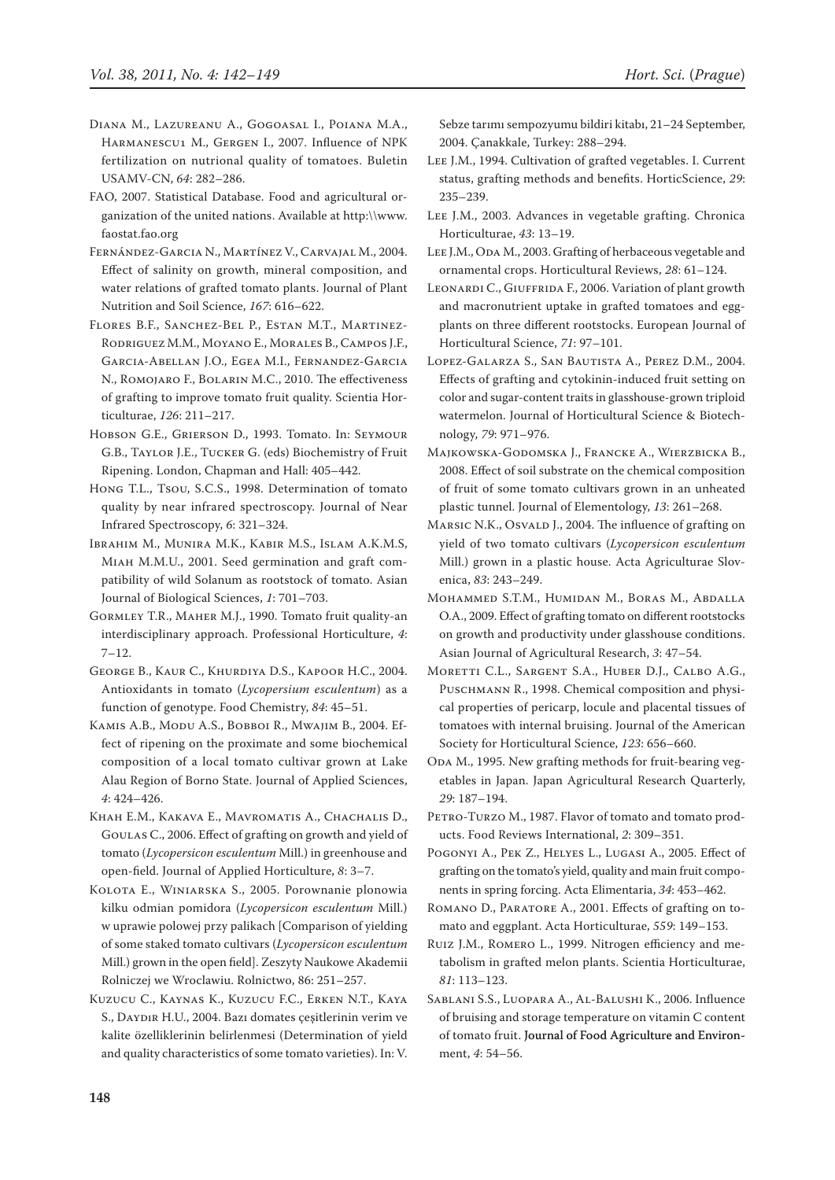Diana M., Lazureanu A., Gogoasal I., Poiana M.A., Harmanescu1 M., Gergen I., 2007. Influence of NPK fertilization on nutrional quality of tomatoes. Buletin USAMV-CN, *64*: 282–286.

FAO, 2007. Statistical Database. Food and agricultural organization of the united nations. Available at http:\\www.faostat.fao.org

Fernández-Garcia N., Martínez V., Carvajal M., 2004. Effect of salinity on growth, mineral composition, and water relations of grafted tomato plants. Journal of Plant Nutrition and Soil Science, *167*: 616–622.

Flores B.F., Sanchez-Bel P., Estan M.T., Martinez-Rodriguez M.M., Moyano E., Morales B., Campos J.F., Garcia-Abellan J.O., Egea M.I., Fernandez-Garcia N., Romojaro F., Bolarin M.C., 2010. The effectiveness of grafting to improve tomato fruit quality. Scientia Horticulturae, *126*: 211–217.

Hobson G.E., Grierson D., 1993. Tomato. In: Seymour G.B., Taylor J.E., Tucker G. (eds) Biochemistry of Fruit Ripening. London, Chapman and Hall: 405–442.

Hong T.L., Tsou, S.C.S., 1998. Determination of tomato quality by near infrared spectroscopy. Journal of Near Infrared Spectroscopy, *6*: 321–324.

Ibrahim M., Munira M.K., Kabir M.S., Islam A.K.M.S, Miah M.M.U., 2001. Seed germination and graft compatibility of wild Solanum as rootstock of tomato. Asian Journal of Biological Sciences, *1*: 701–703.

Gormley T.R., Maher M.J., 1990. Tomato fruit quality-an interdisciplinary approach. Professional Horticulture, *4*: 7–12.

George B., Kaur C., Khurdiya D.S., Kapoor H.C., 2004. Antioxidants in tomato (*Lycopersium esculentum*) as a function of genotype. Food Chemistry, *84*: 45–51.

Kamis A.B., Modu A.S., Bobboi R., Mwajim B., 2004. Effect of ripening on the proximate and some biochemical composition of a local tomato cultivar grown at Lake Alau Region of Borno State. Journal of Applied Sciences, *4*: 424–426.

Khah E.M., Kakava E., Mavromatis A., Chachalis D., Goulas C., 2006. Effect of grafting on growth and yield of tomato (*Lycopersicon esculentum* Mill.) in greenhouse and open-field. Journal of Applied Horticulture, *8*: 3–7.

Kolota E., Winiarska S., 2005. Porownanie plonowia kilku odmian pomidora (*Lycopersicon esculentum* Mill.) w uprawie polowej przy palikach [Comparison of yielding of some staked tomato cultivars (*Lycopersicon esculentum* Mill.) grown in the open field]. Zeszyty Naukowe Akademii Rolniczej we Wroclawiu. Rolnictwo, 86: 251–257.

Kuzucu C., Kaynas K., Kuzucu F.C., Erken N.T., Kaya S., Daydir H.U., 2004. Bazı domates çeşitlerinin verim ve kalite özelliklerinin belirlenmesi (Determination of yield and quality characteristics of some tomato varieties). In: V. Sebze tarımı sempozyumu bildiri kitabı, 21–24 September, 2004. Çanakkale, Turkey: 288–294.

Lee J.M., 1994. Cultivation of grafted vegetables. I. Current status, grafting methods and benefits. HorticScience, *29*: 235–239.

Lee J.M., 2003. Advances in vegetable grafting. Chronica Horticulturae, *43*: 13–19.

Lee J.M., Oda M., 2003. Grafting of herbaceous vegetable and ornamental crops. Horticultural Reviews, *28*: 61–124.

Leonardi C., Giuffrida F., 2006. Variation of plant growth and macronutrient uptake in grafted tomatoes and eggplants on three different rootstocks. European Journal of Horticultural Science, *71*: 97–101.

Lopez-Galarza S., San Bautista A., Perez D.M., 2004. Effects of grafting and cytokinin-induced fruit setting on color and sugar-content traits in glasshouse-grown triploid watermelon. Journal of Horticultural Science & Biotechnology, *79*: 971–976.

Majkowska-Godomska J., Francke A., Wierzbicka B., 2008. Effect of soil substrate on the chemical composition of fruit of some tomato cultivars grown in an unheated plastic tunnel. Journal of Elementology, *13*: 261–268.

Marsic N.K., Osvald J., 2004. The influence of grafting on yield of two tomato cultivars (*Lycopersicon esculentum* Mill.) grown in a plastic house. Acta Agriculturae Slovenica, *83*: 243–249.

Mohammed S.T.M., Humidan M., Boras M., Abdalla O.A., 2009. Effect of grafting tomato on different rootstocks on growth and productivity under glasshouse conditions. Asian Journal of Agricultural Research, *3*: 47–54.

Moretti C.L., Sargent S.A., Huber D.J., Calbo A.G., Puschmann R., 1998. Chemical composition and physical properties of pericarp, locule and placental tissues of tomatoes with internal bruising. Journal of the American Society for Horticultural Science, *123*: 656–660.

Oda M., 1995. New grafting methods for fruit-bearing vegetables in Japan. Japan Agricultural Research Quarterly, *29*: 187–194.

Petro-Turzo M., 1987. Flavor of tomato and tomato products. Food Reviews International, *2*: 309–351.

Pogonyi A., Pek Z., Helyes L., Lugasi A., 2005. Effect of grafting on the tomato's yield, quality and main fruit components in spring forcing. Acta Elimentaria, *34*: 453–462.

Romano D., Paratore A., 2001. Effects of grafting on tomato and eggplant. Acta Horticulturae, *559*: 149–153.

Ruiz J.M., Romero L., 1999. Nitrogen efficiency and metabolism in grafted melon plants. Scientia Horticulturae, *81*: 113–123.

Sablani S.S., Luopara A., Al-Balushi K., 2006. Influence of bruising and storage temperature on vitamin C content of tomato fruit. Journal of Food Agriculture and Environment, *4*: 54–56.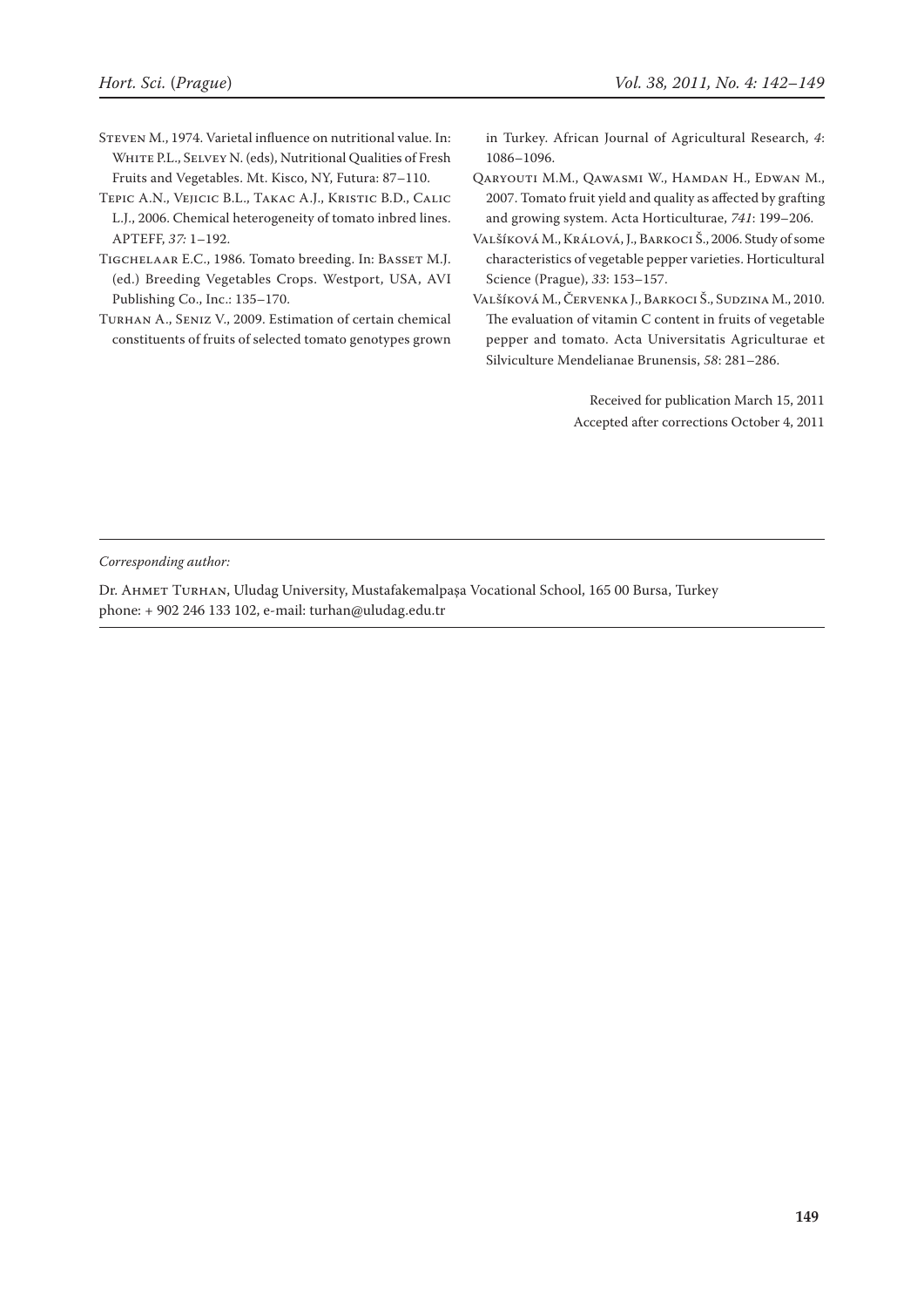Steven M., 1974. Varietal influence on nutritional value. In: White P.L., Selvey N. (eds), Nutritional Qualities of Fresh Fruits and Vegetables. Mt. Kisco, NY, Futura: 87–110.

Tepic A.N., Vejicic B.L., Takac A.J., Kristic B.D., Calic L.J., 2006. Chemical heterogeneity of tomato inbred lines. APTEFF, *37*: 1–192.

Tigchelaar E.C., 1986. Tomato breeding. In: Basset M.J. (ed.) Breeding Vegetables Crops. Westport, USA, AVI Publishing Co., Inc.: 135–170.

Turhan A., Seniz V., 2009. Estimation of certain chemical constituents of fruits of selected tomato genotypes grown in Turkey. African Journal of Agricultural Research, *4*: 1086–1096.

Qaryouti M.M., Qawasmi W., Hamdan H., Edwan M., 2007. Tomato fruit yield and quality as affected by grafting and growing system. Acta Horticulturae, *741*: 199–206.

Valšíková M., Králová, J., Barkoci Š., 2006. Study of some characteristics of vegetable pepper varieties. Horticultural Science (Prague), *33*: 153–157.

Valšíková M., Červenka J., Barkoci Š., Sudzina M., 2010. The evaluation of vitamin C content in fruits of vegetable pepper and tomato. Acta Universitatis Agriculturae et Silviculture Mendelianae Brunensis, *58*: 281–286.

Received for publication March 15, 2011
Accepted after corrections October 4, 2011

---

*Corresponding author:*

Dr. Ahmet Turhan, Uludag University, Mustafakemalpaşa Vocational School, 165 00 Bursa, Turkey
phone: + 902 246 133 102, e-mail: turhan@uludag.edu.tr